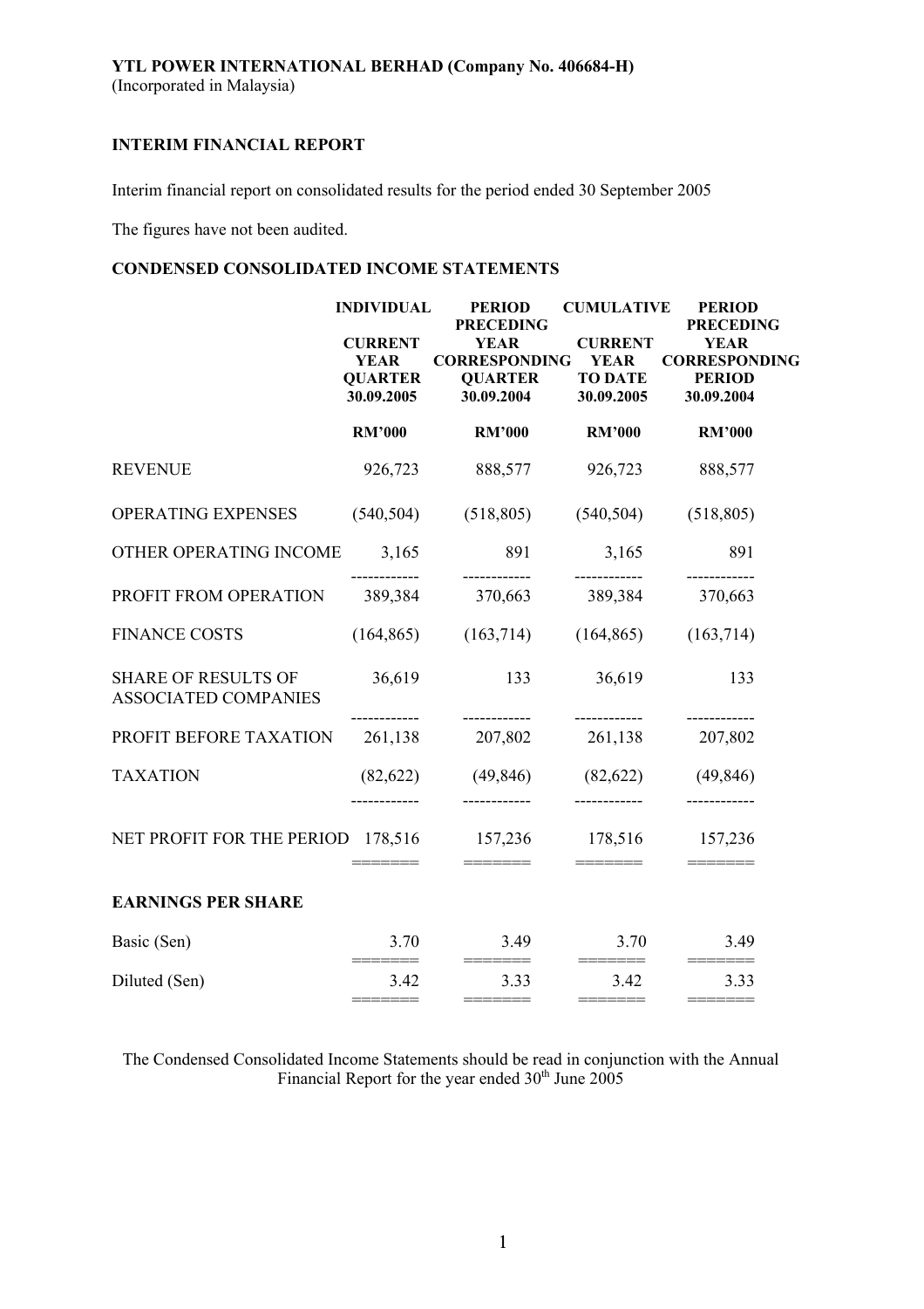**YTL POWER INTERNATIONAL BERHAD (Company No. 406684-H)**
(Incorporated in Malaysia)

## INTERIM FINANCIAL REPORT

Interim financial report on consolidated results for the period ended 30 September 2005

The figures have not been audited.

## CONDENSED CONSOLIDATED INCOME STATEMENTS

| | INDIVIDUAL | PERIOD | CUMULATIVE | PERIOD |
|---|---|---|---|---|
| | CURRENT YEAR QUARTER 30.09.2005 | PRECEDING YEAR CORRESPONDING QUARTER 30.09.2004 | CURRENT YEAR TO DATE 30.09.2005 | PRECEDING YEAR CORRESPONDING PERIOD 30.09.2004 |
| | RM'000 | RM'000 | RM'000 | RM'000 |
| REVENUE | 926,723 | 888,577 | 926,723 | 888,577 |
| OPERATING EXPENSES | (540,504) | (518,805) | (540,504) | (518,805) |
| OTHER OPERATING INCOME | 3,165 | 891 | 3,165 | 891 |
| PROFIT FROM OPERATION | 389,384 | 370,663 | 389,384 | 370,663 |
| FINANCE COSTS | (164,865) | (163,714) | (164,865) | (163,714) |
| SHARE OF RESULTS OF ASSOCIATED COMPANIES | 36,619 | 133 | 36,619 | 133 |
| PROFIT BEFORE TAXATION | 261,138 | 207,802 | 261,138 | 207,802 |
| TAXATION | (82,622) | (49,846) | (82,622) | (49,846) |
| NET PROFIT FOR THE PERIOD | 178,516 | 157,236 | 178,516 | 157,236 |
| **EARNINGS PER SHARE** | | | | |
| Basic (Sen) | 3.70 | 3.49 | 3.70 | 3.49 |
| Diluted (Sen) | 3.42 | 3.33 | 3.42 | 3.33 |

The Condensed Consolidated Income Statements should be read in conjunction with the Annual Financial Report for the year ended 30th June 2005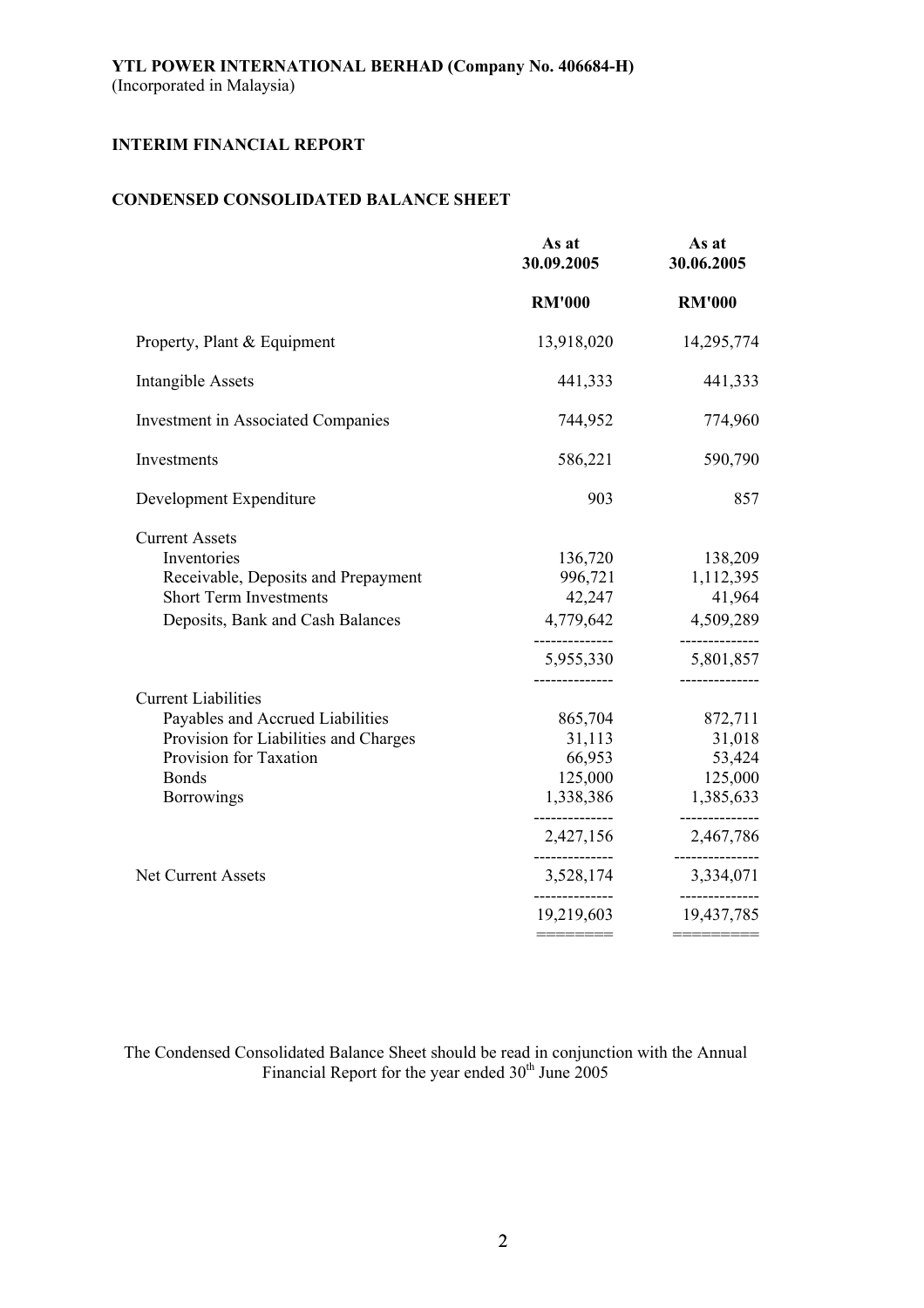**YTL POWER INTERNATIONAL BERHAD (Company No. 406684-H)**
(Incorporated in Malaysia)

**INTERIM FINANCIAL REPORT**

**CONDENSED CONSOLIDATED BALANCE SHEET**

| | As at 30.09.2005 | As at 30.06.2005 |
|---|---|---|
| | RM'000 | RM'000 |
| Property, Plant & Equipment | 13,918,020 | 14,295,774 |
| Intangible Assets | 441,333 | 441,333 |
| Investment in Associated Companies | 744,952 | 774,960 |
| Investments | 586,221 | 590,790 |
| Development Expenditure | 903 | 857 |
| Current Assets | | |
| Inventories | 136,720 | 138,209 |
| Receivable, Deposits and Prepayment | 996,721 | 1,112,395 |
| Short Term Investments | 42,247 | 41,964 |
| Deposits, Bank and Cash Balances | 4,779,642 | 4,509,289 |
| | 5,955,330 | 5,801,857 |
| Current Liabilities | | |
| Payables and Accrued Liabilities | 865,704 | 872,711 |
| Provision for Liabilities and Charges | 31,113 | 31,018 |
| Provision for Taxation | 66,953 | 53,424 |
| Bonds | 125,000 | 125,000 |
| Borrowings | 1,338,386 | 1,385,633 |
| | 2,427,156 | 2,467,786 |
| Net Current Assets | 3,528,174 | 3,334,071 |
| | 19,219,603 | 19,437,785 |

The Condensed Consolidated Balance Sheet should be read in conjunction with the Annual Financial Report for the year ended 30th June 2005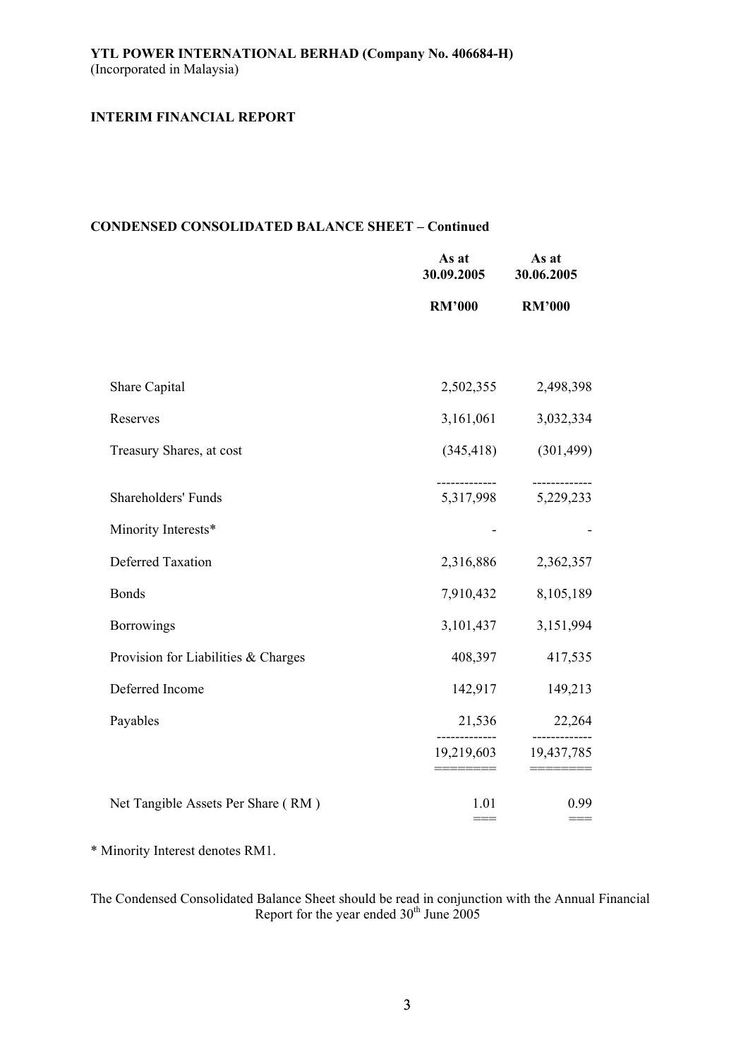**YTL POWER INTERNATIONAL BERHAD (Company No. 406684-H)**
(Incorporated in Malaysia)

**INTERIM FINANCIAL REPORT**

**CONDENSED CONSOLIDATED BALANCE SHEET – Continued**

| | As at 30.09.2005 | As at 30.06.2005 |
|---|---|---|
| | RM'000 | RM'000 |
| Share Capital | 2,502,355 | 2,498,398 |
| Reserves | 3,161,061 | 3,032,334 |
| Treasury Shares, at cost | (345,418) | (301,499) |
| Shareholders' Funds | 5,317,998 | 5,229,233 |
| Minority Interests* | - | - |
| Deferred Taxation | 2,316,886 | 2,362,357 |
| Bonds | 7,910,432 | 8,105,189 |
| Borrowings | 3,101,437 | 3,151,994 |
| Provision for Liabilities & Charges | 408,397 | 417,535 |
| Deferred Income | 142,917 | 149,213 |
| Payables | 21,536 | 22,264 |
| | 19,219,603 | 19,437,785 |
| Net Tangible Assets Per Share ( RM ) | 1.01 | 0.99 |

* Minority Interest denotes RM1.

The Condensed Consolidated Balance Sheet should be read in conjunction with the Annual Financial Report for the year ended 30th June 2005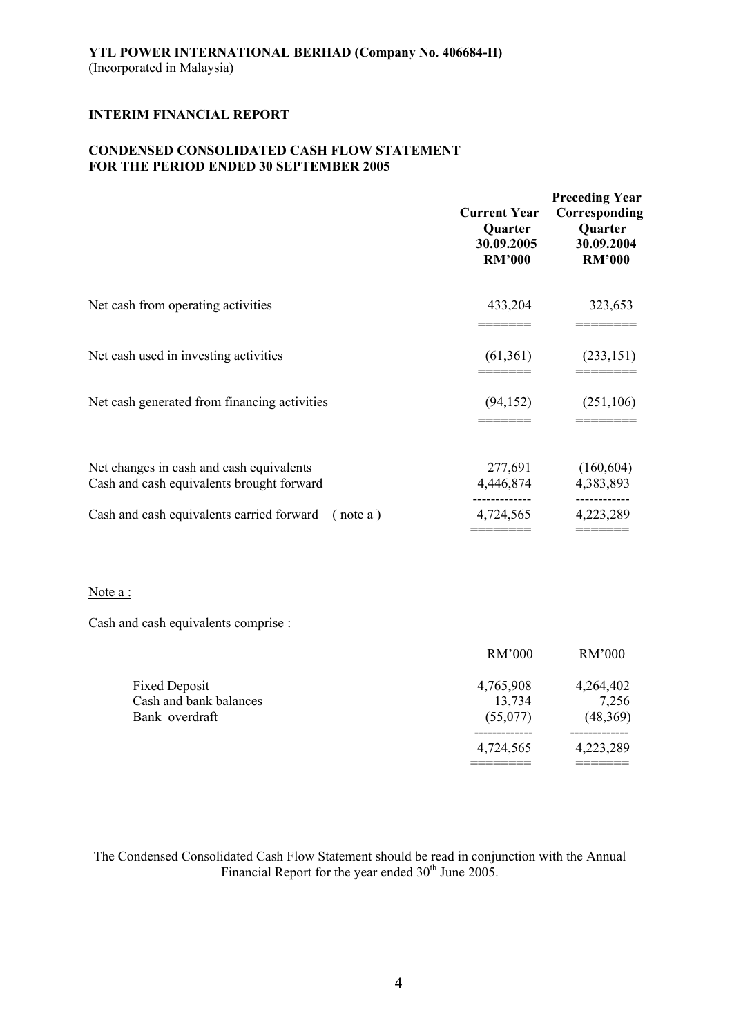**YTL POWER INTERNATIONAL BERHAD (Company No. 406684-H)**
(Incorporated in Malaysia)

**INTERIM FINANCIAL REPORT**

**CONDENSED CONSOLIDATED CASH FLOW STATEMENT**
**FOR THE PERIOD ENDED 30 SEPTEMBER 2005**

| | Current Year Quarter 30.09.2005 RM'000 | Preceding Year Corresponding Quarter 30.09.2004 RM'000 |
|---|---|---|
| Net cash from operating activities | 433,204 | 323,653 |
| Net cash used in investing activities | (61,361) | (233,151) |
| Net cash generated from financing activities | (94,152) | (251,106) |
| Net changes in cash and cash equivalents | 277,691 | (160,604) |
| Cash and cash equivalents brought forward | 4,446,874 | 4,383,893 |
| Cash and cash equivalents carried forward ( note a ) | 4,724,565 | 4,223,289 |

Note a :

Cash and cash equivalents comprise :

| | RM'000 | RM'000 |
|---|---|---|
| Fixed Deposit | 4,765,908 | 4,264,402 |
| Cash and bank balances | 13,734 | 7,256 |
| Bank overdraft | (55,077) | (48,369) |
| | 4,724,565 | 4,223,289 |

The Condensed Consolidated Cash Flow Statement should be read in conjunction with the Annual Financial Report for the year ended 30th June 2005.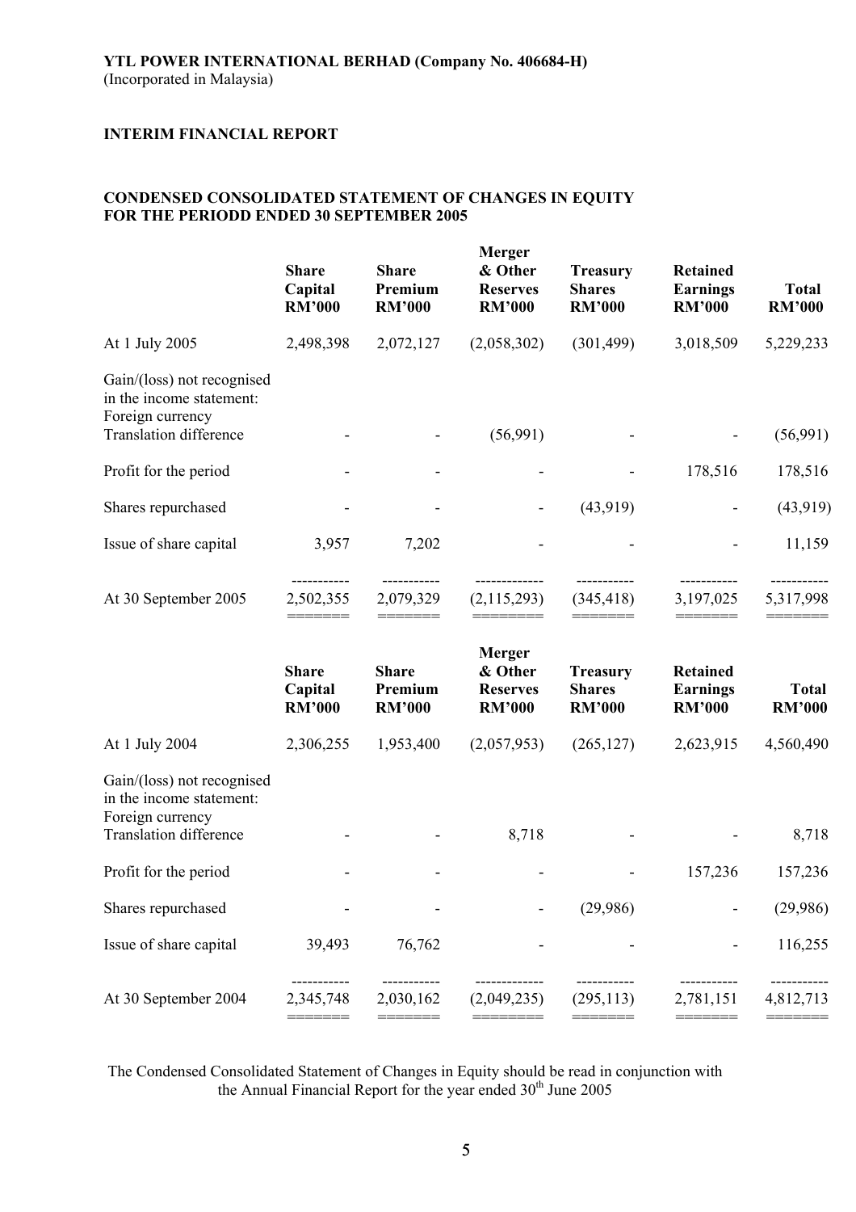**YTL POWER INTERNATIONAL BERHAD (Company No. 406684-H)**
(Incorporated in Malaysia)

**INTERIM FINANCIAL REPORT**

**CONDENSED CONSOLIDATED STATEMENT OF CHANGES IN EQUITY FOR THE PERIODD ENDED 30 SEPTEMBER 2005**

| | Share Capital RM'000 | Share Premium RM'000 | Merger & Other Reserves RM'000 | Treasury Shares RM'000 | Retained Earnings RM'000 | Total RM'000 |
|---|---|---|---|---|---|---|
| At 1 July 2005 | 2,498,398 | 2,072,127 | (2,058,302) | (301,499) | 3,018,509 | 5,229,233 |
| Gain/(loss) not recognised in the income statement: Foreign currency Translation difference | - | - | (56,991) | - | - | (56,991) |
| Profit for the period | - | - | - | - | 178,516 | 178,516 |
| Shares repurchased | - | - | - | (43,919) | - | (43,919) |
| Issue of share capital | 3,957 | 7,202 | - | - | - | 11,159 |
| At 30 September 2005 | 2,502,355 | 2,079,329 | (2,115,293) | (345,418) | 3,197,025 | 5,317,998 |

| | Share Capital RM'000 | Share Premium RM'000 | Merger & Other Reserves RM'000 | Treasury Shares RM'000 | Retained Earnings RM'000 | Total RM'000 |
|---|---|---|---|---|---|---|
| At 1 July 2004 | 2,306,255 | 1,953,400 | (2,057,953) | (265,127) | 2,623,915 | 4,560,490 |
| Gain/(loss) not recognised in the income statement: Foreign currency Translation difference | - | - | 8,718 | - | - | 8,718 |
| Profit for the period | - | - | - | - | 157,236 | 157,236 |
| Shares repurchased | - | - | - | (29,986) | - | (29,986) |
| Issue of share capital | 39,493 | 76,762 | - | - | - | 116,255 |
| At 30 September 2004 | 2,345,748 | 2,030,162 | (2,049,235) | (295,113) | 2,781,151 | 4,812,713 |

The Condensed Consolidated Statement of Changes in Equity should be read in conjunction with the Annual Financial Report for the year ended 30th June 2005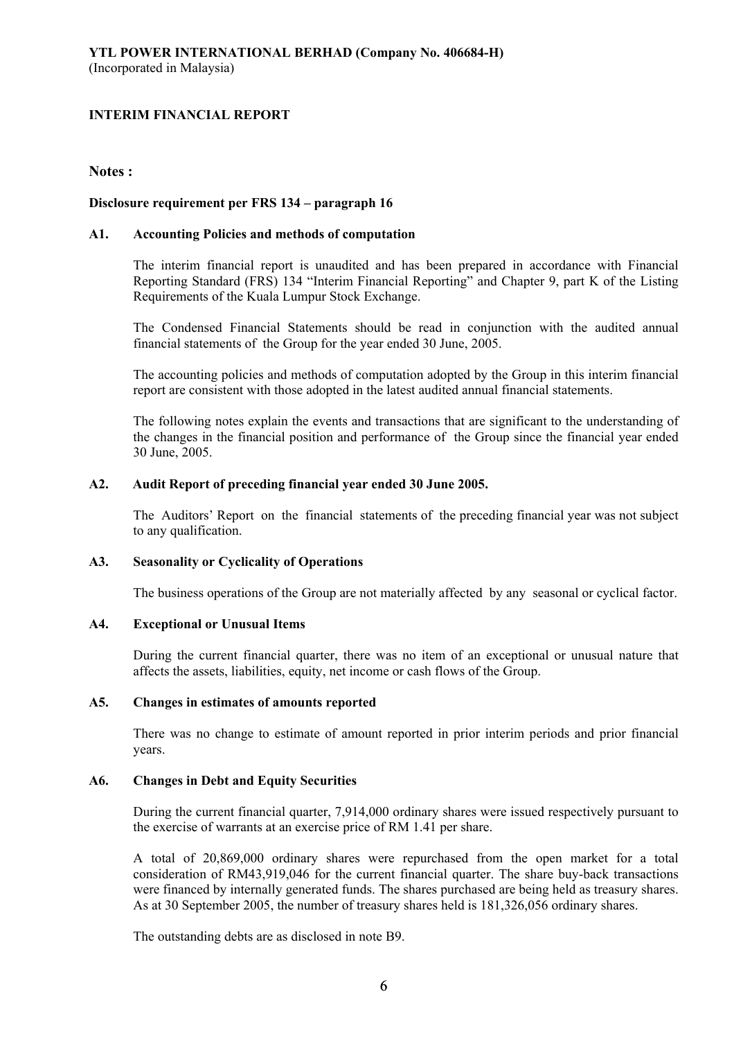**YTL POWER INTERNATIONAL BERHAD (Company No. 406684-H)**
(Incorporated in Malaysia)

**INTERIM FINANCIAL REPORT**

## Notes :

**Disclosure requirement per FRS 134 – paragraph 16**

### A1. Accounting Policies and methods of computation

The interim financial report is unaudited and has been prepared in accordance with Financial Reporting Standard (FRS) 134 "Interim Financial Reporting" and Chapter 9, part K of the Listing Requirements of the Kuala Lumpur Stock Exchange.

The Condensed Financial Statements should be read in conjunction with the audited annual financial statements of the Group for the year ended 30 June, 2005.

The accounting policies and methods of computation adopted by the Group in this interim financial report are consistent with those adopted in the latest audited annual financial statements.

The following notes explain the events and transactions that are significant to the understanding of the changes in the financial position and performance of the Group since the financial year ended 30 June, 2005.

### A2. Audit Report of preceding financial year ended 30 June 2005.

The Auditors' Report on the financial statements of the preceding financial year was not subject to any qualification.

### A3. Seasonality or Cyclicality of Operations

The business operations of the Group are not materially affected by any seasonal or cyclical factor.

### A4. Exceptional or Unusual Items

During the current financial quarter, there was no item of an exceptional or unusual nature that affects the assets, liabilities, equity, net income or cash flows of the Group.

### A5. Changes in estimates of amounts reported

There was no change to estimate of amount reported in prior interim periods and prior financial years.

### A6. Changes in Debt and Equity Securities

During the current financial quarter, 7,914,000 ordinary shares were issued respectively pursuant to the exercise of warrants at an exercise price of RM 1.41 per share.

A total of 20,869,000 ordinary shares were repurchased from the open market for a total consideration of RM43,919,046 for the current financial quarter. The share buy-back transactions were financed by internally generated funds. The shares purchased are being held as treasury shares. As at 30 September 2005, the number of treasury shares held is 181,326,056 ordinary shares.

The outstanding debts are as disclosed in note B9.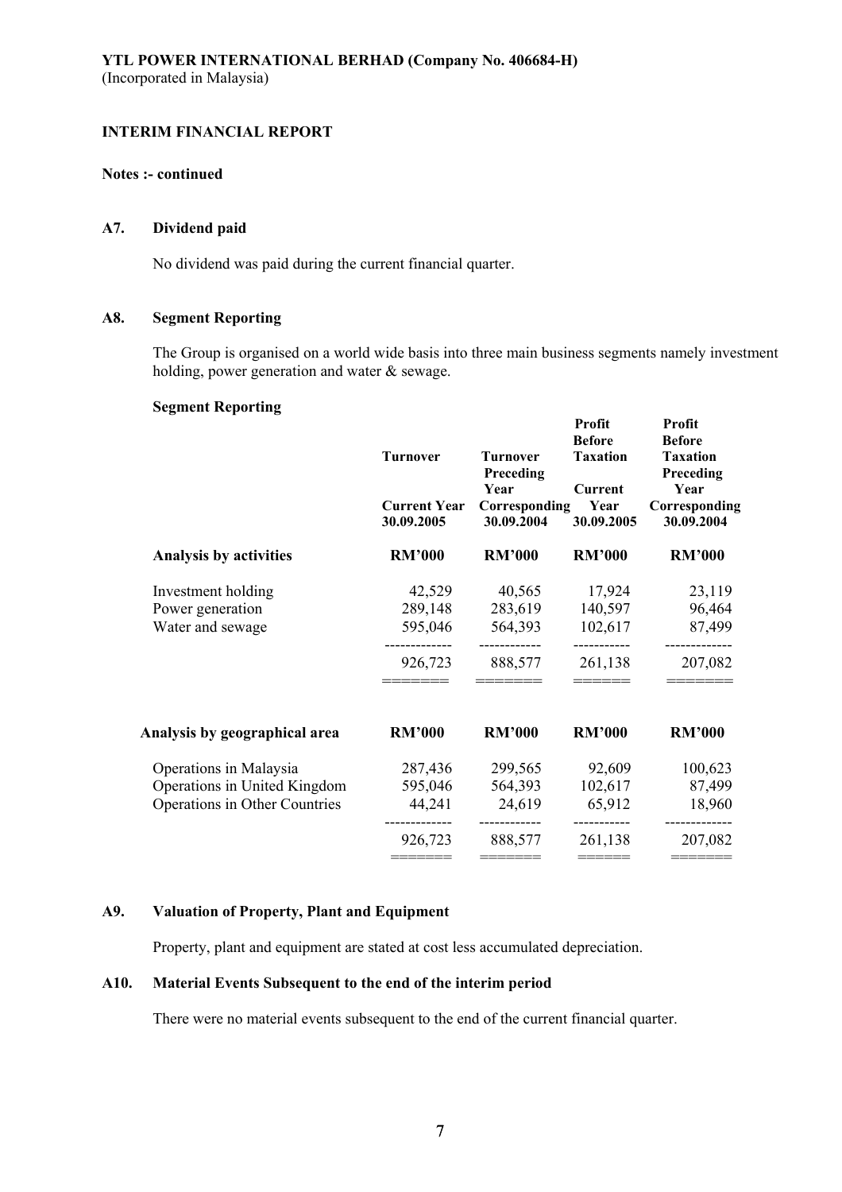**YTL POWER INTERNATIONAL BERHAD (Company No. 406684-H)**
(Incorporated in Malaysia)

**INTERIM FINANCIAL REPORT**

**Notes :- continued**

### A7. Dividend paid

No dividend was paid during the current financial quarter.

### A8. Segment Reporting

The Group is organised on a world wide basis into three main business segments namely investment holding, power generation and water & sewage.

**Segment Reporting**

| | Turnover Current Year 30.09.2005 | Turnover Preceding Year Corresponding 30.09.2004 | Profit Before Taxation Current Year 30.09.2005 | Profit Before Taxation Preceding Year Corresponding 30.09.2004 |
|---|---|---|---|---|
| **Analysis by activities** | **RM'000** | **RM'000** | **RM'000** | **RM'000** |
| Investment holding | 42,529 | 40,565 | 17,924 | 23,119 |
| Power generation | 289,148 | 283,619 | 140,597 | 96,464 |
| Water and sewage | 595,046 | 564,393 | 102,617 | 87,499 |
| | 926,723 | 888,577 | 261,138 | 207,082 |
| **Analysis by geographical area** | **RM'000** | **RM'000** | **RM'000** | **RM'000** |
| Operations in Malaysia | 287,436 | 299,565 | 92,609 | 100,623 |
| Operations in United Kingdom | 595,046 | 564,393 | 102,617 | 87,499 |
| Operations in Other Countries | 44,241 | 24,619 | 65,912 | 18,960 |
| | 926,723 | 888,577 | 261,138 | 207,082 |

### A9. Valuation of Property, Plant and Equipment

Property, plant and equipment are stated at cost less accumulated depreciation.

### A10. Material Events Subsequent to the end of the interim period

There were no material events subsequent to the end of the current financial quarter.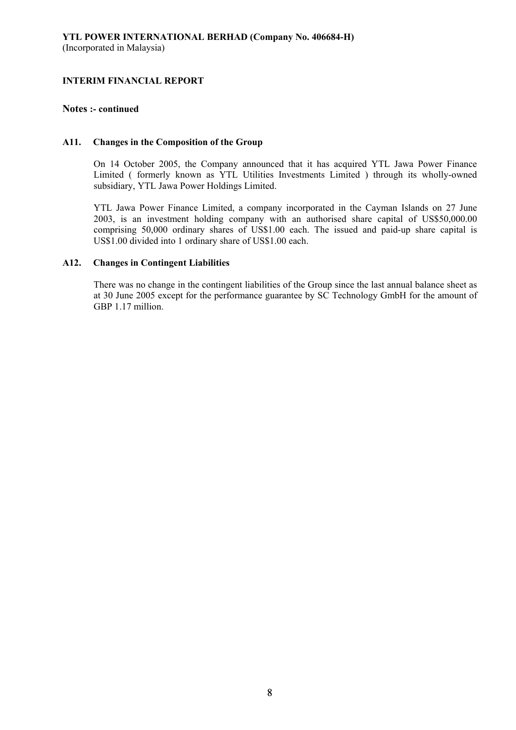**YTL POWER INTERNATIONAL BERHAD (Company No. 406684-H)**
(Incorporated in Malaysia)

**INTERIM FINANCIAL REPORT**

**Notes :- continued**

### A11. Changes in the Composition of the Group

On 14 October 2005, the Company announced that it has acquired YTL Jawa Power Finance Limited ( formerly known as YTL Utilities Investments Limited ) through its wholly-owned subsidiary, YTL Jawa Power Holdings Limited.

YTL Jawa Power Finance Limited, a company incorporated in the Cayman Islands on 27 June 2003, is an investment holding company with an authorised share capital of US$50,000.00 comprising 50,000 ordinary shares of US$1.00 each. The issued and paid-up share capital is US$1.00 divided into 1 ordinary share of US$1.00 each.

### A12. Changes in Contingent Liabilities

There was no change in the contingent liabilities of the Group since the last annual balance sheet as at 30 June 2005 except for the performance guarantee by SC Technology GmbH for the amount of GBP 1.17 million.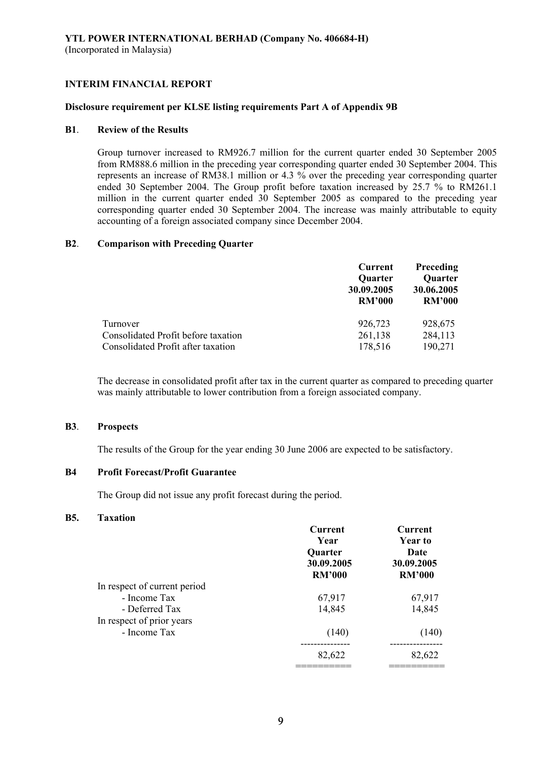**YTL POWER INTERNATIONAL BERHAD (Company No. 406684-H)**
(Incorporated in Malaysia)

**INTERIM FINANCIAL REPORT**

**Disclosure requirement per KLSE listing requirements Part A of Appendix 9B**

**B1. Review of the Results**

Group turnover increased to RM926.7 million for the current quarter ended 30 September 2005 from RM888.6 million in the preceding year corresponding quarter ended 30 September 2004. This represents an increase of RM38.1 million or 4.3 % over the preceding year corresponding quarter ended 30 September 2004. The Group profit before taxation increased by 25.7 % to RM261.1 million in the current quarter ended 30 September 2005 as compared to the preceding year corresponding quarter ended 30 September 2004. The increase was mainly attributable to equity accounting of a foreign associated company since December 2004.

**B2. Comparison with Preceding Quarter**

| | Current Quarter 30.09.2005 RM'000 | Preceding Quarter 30.06.2005 RM'000 |
|---|---|---|
| Turnover | 926,723 | 928,675 |
| Consolidated Profit before taxation | 261,138 | 284,113 |
| Consolidated Profit after taxation | 178,516 | 190,271 |

The decrease in consolidated profit after tax in the current quarter as compared to preceding quarter was mainly attributable to lower contribution from a foreign associated company.

**B3. Prospects**

The results of the Group for the year ending 30 June 2006 are expected to be satisfactory.

**B4 Profit Forecast/Profit Guarantee**

The Group did not issue any profit forecast during the period.

**B5. Taxation**

| | Current Year Quarter 30.09.2005 RM'000 | Current Year to Date 30.09.2005 RM'000 |
|---|---|---|
| In respect of current period | | |
| - Income Tax | 67,917 | 67,917 |
| - Deferred Tax | 14,845 | 14,845 |
| In respect of prior years | | |
| - Income Tax | (140) | (140) |
| | 82,622 | 82,622 |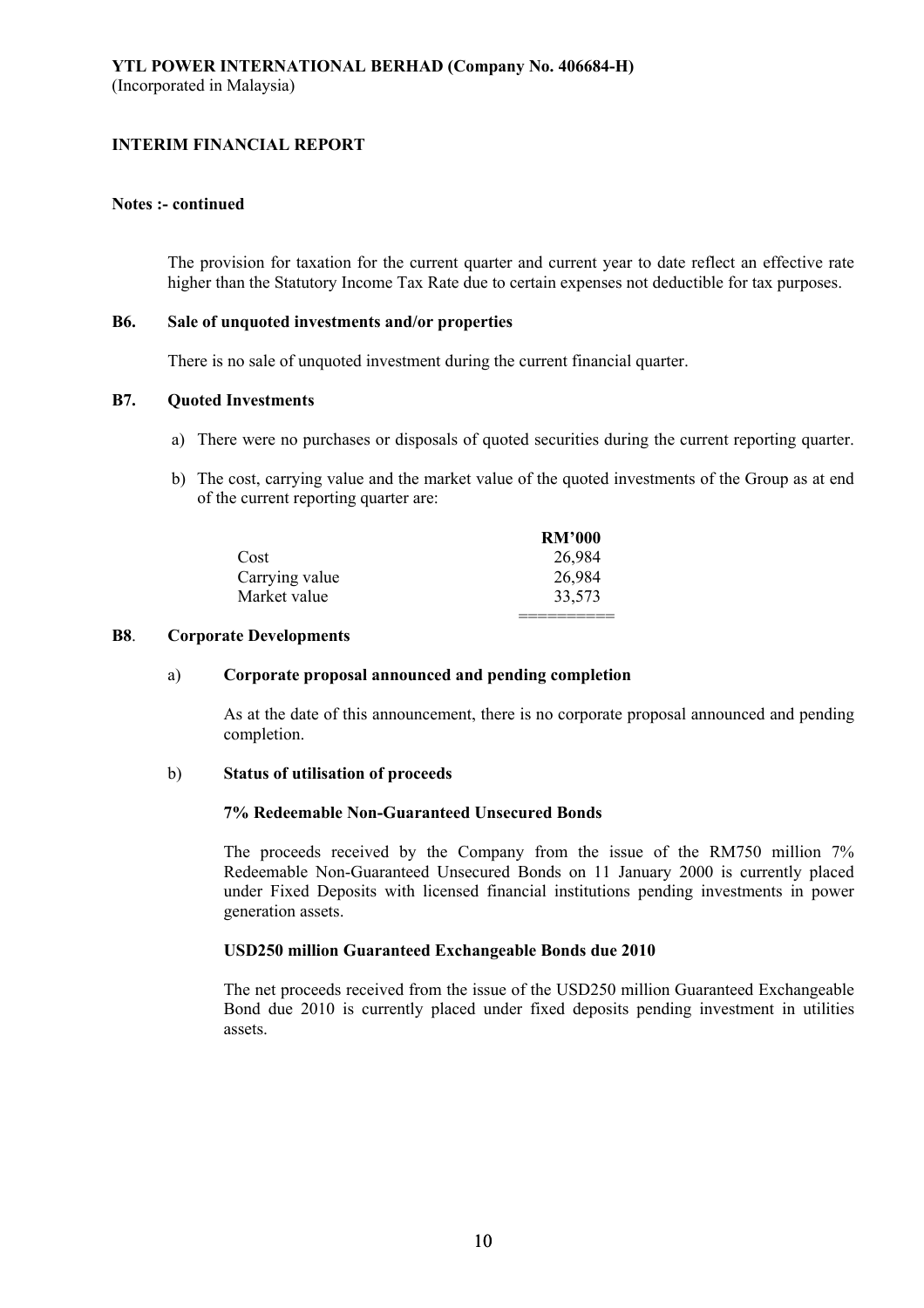**Notes :- continued**

The provision for taxation for the current quarter and current year to date reflect an effective rate higher than the Statutory Income Tax Rate due to certain expenses not deductible for tax purposes.

**B6. Sale of unquoted investments and/or properties**

There is no sale of unquoted investment during the current financial quarter.

**B7. Quoted Investments**

a) There were no purchases or disposals of quoted securities during the current reporting quarter.

b) The cost, carrying value and the market value of the quoted investments of the Group as at end of the current reporting quarter are:

| | **RM'000** |
|---|---|
| Cost | 26,984 |
| Carrying value | 26,984 |
| Market value | 33,573 |

**B8. Corporate Developments**

a) **Corporate proposal announced and pending completion**

As at the date of this announcement, there is no corporate proposal announced and pending completion.

b) **Status of utilisation of proceeds**

**7% Redeemable Non-Guaranteed Unsecured Bonds**

The proceeds received by the Company from the issue of the RM750 million 7% Redeemable Non-Guaranteed Unsecured Bonds on 11 January 2000 is currently placed under Fixed Deposits with licensed financial institutions pending investments in power generation assets.

**USD250 million Guaranteed Exchangeable Bonds due 2010**

The net proceeds received from the issue of the USD250 million Guaranteed Exchangeable Bond due 2010 is currently placed under fixed deposits pending investment in utilities assets.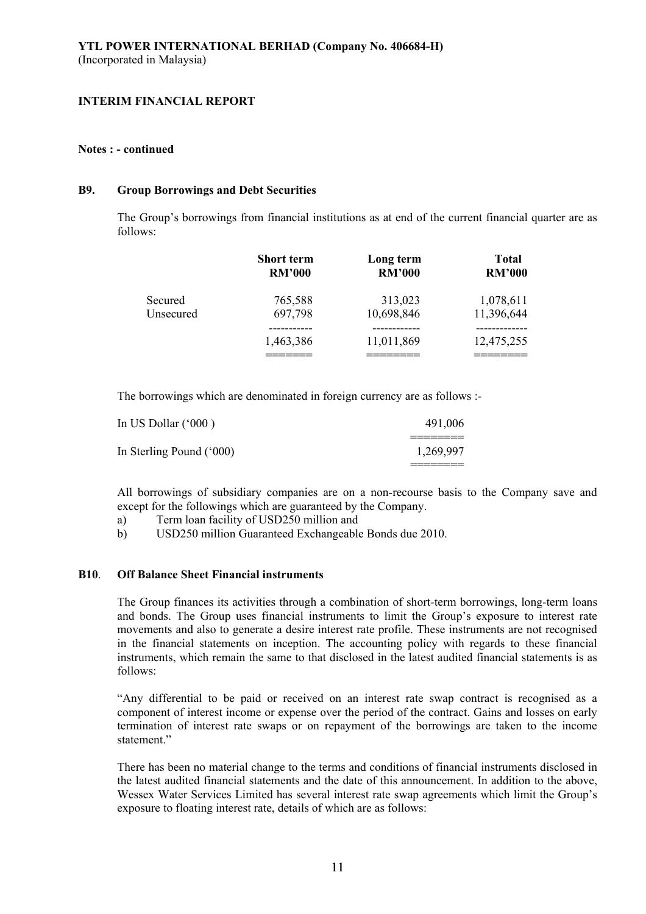**YTL POWER INTERNATIONAL BERHAD (Company No. 406684-H)**
(Incorporated in Malaysia)

**INTERIM FINANCIAL REPORT**

**Notes : - continued**

**B9. Group Borrowings and Debt Securities**

The Group's borrowings from financial institutions as at end of the current financial quarter are as follows:

| | Short term RM'000 | Long term RM'000 | Total RM'000 |
|---|---|---|---|
| Secured | 765,588 | 313,023 | 1,078,611 |
| Unsecured | 697,798 | 10,698,846 | 11,396,644 |
| | 1,463,386 | 11,011,869 | 12,475,255 |

The borrowings which are denominated in foreign currency are as follows :-

| | |
|---|---|
| In US Dollar ('000 ) | 491,006 |
| In Sterling Pound ('000) | 1,269,997 |

All borrowings of subsidiary companies are on a non-recourse basis to the Company save and except for the followings which are guaranteed by the Company.

a) Term loan facility of USD250 million and
b) USD250 million Guaranteed Exchangeable Bonds due 2010.

**B10. Off Balance Sheet Financial instruments**

The Group finances its activities through a combination of short-term borrowings, long-term loans and bonds. The Group uses financial instruments to limit the Group's exposure to interest rate movements and also to generate a desire interest rate profile. These instruments are not recognised in the financial statements on inception. The accounting policy with regards to these financial instruments, which remain the same to that disclosed in the latest audited financial statements is as follows:

"Any differential to be paid or received on an interest rate swap contract is recognised as a component of interest income or expense over the period of the contract. Gains and losses on early termination of interest rate swaps or on repayment of the borrowings are taken to the income statement."

There has been no material change to the terms and conditions of financial instruments disclosed in the latest audited financial statements and the date of this announcement. In addition to the above, Wessex Water Services Limited has several interest rate swap agreements which limit the Group's exposure to floating interest rate, details of which are as follows: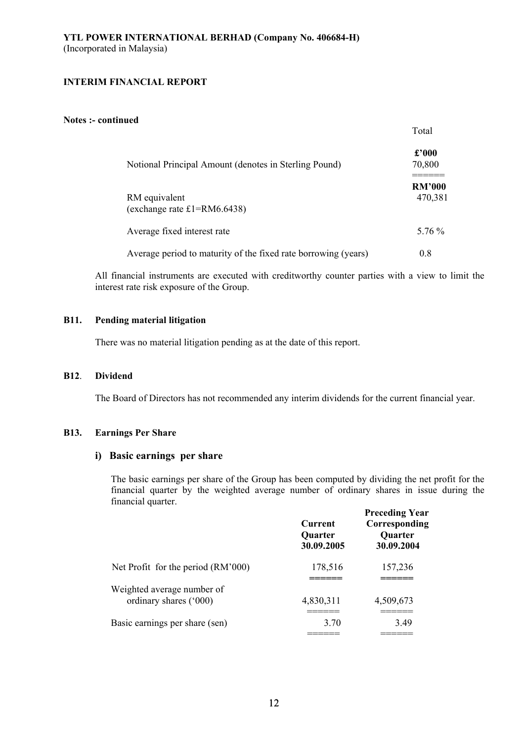**YTL POWER INTERNATIONAL BERHAD (Company No. 406684-H)**
(Incorporated in Malaysia)

**INTERIM FINANCIAL REPORT**

**Notes :- continued**

| | Total |
|---|---|
| | **£'000** |
| Notional Principal Amount (denotes in Sterling Pound) | 70,800 |
| | **RM'000** |
| RM equivalent (exchange rate £1=RM6.6438) | 470,381 |
| Average fixed interest rate | 5.76 % |
| Average period to maturity of the fixed rate borrowing (years) | 0.8 |

All financial instruments are executed with creditworthy counter parties with a view to limit the interest rate risk exposure of the Group.

**B11. Pending material litigation**

There was no material litigation pending as at the date of this report.

**B12. Dividend**

The Board of Directors has not recommended any interim dividends for the current financial year.

**B13. Earnings Per Share**

**i) Basic earnings per share**

The basic earnings per share of the Group has been computed by dividing the net profit for the financial quarter by the weighted average number of ordinary shares in issue during the financial quarter.

| | Current Quarter 30.09.2005 | Preceding Year Corresponding Quarter 30.09.2004 |
|---|---|---|
| Net Profit for the period (RM'000) | 178,516 | 157,236 |
| Weighted average number of ordinary shares ('000) | 4,830,311 | 4,509,673 |
| Basic earnings per share (sen) | 3.70 | 3.49 |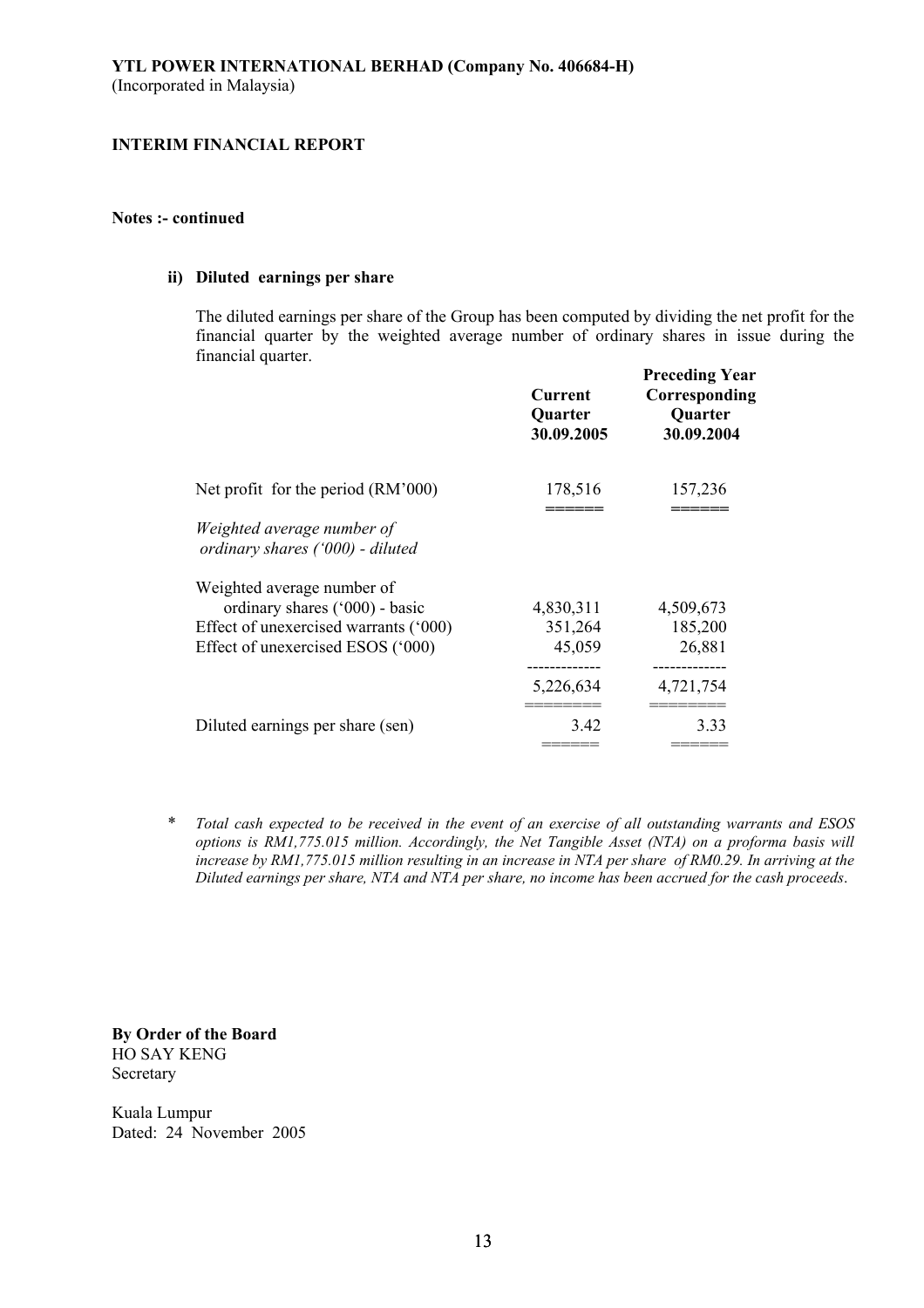**YTL POWER INTERNATIONAL BERHAD (Company No. 406684-H)**
(Incorporated in Malaysia)

**INTERIM FINANCIAL REPORT**

**Notes :- continued**

**ii) Diluted earnings per share**

The diluted earnings per share of the Group has been computed by dividing the net profit for the financial quarter by the weighted average number of ordinary shares in issue during the financial quarter.

| | Current Quarter 30.09.2005 | Preceding Year Corresponding Quarter 30.09.2004 |
|---|---|---|
| Net profit for the period (RM'000) | 178,516 | 157,236 |
| *Weighted average number of ordinary shares ('000) - diluted* | | |
| Weighted average number of ordinary shares ('000) - basic | 4,830,311 | 4,509,673 |
| Effect of unexercised warrants ('000) | 351,264 | 185,200 |
| Effect of unexercised ESOS ('000) | 45,059 | 26,881 |
| | 5,226,634 | 4,721,754 |
| Diluted earnings per share (sen) | 3.42 | 3.33 |

\* *Total cash expected to be received in the event of an exercise of all outstanding warrants and ESOS options is RM1,775.015 million. Accordingly, the Net Tangible Asset (NTA) on a proforma basis will increase by RM1,775.015 million resulting in an increase in NTA per share of RM0.29. In arriving at the Diluted earnings per share, NTA and NTA per share, no income has been accrued for the cash proceeds.*

**By Order of the Board**
HO SAY KENG
Secretary

Kuala Lumpur
Dated: 24 November 2005